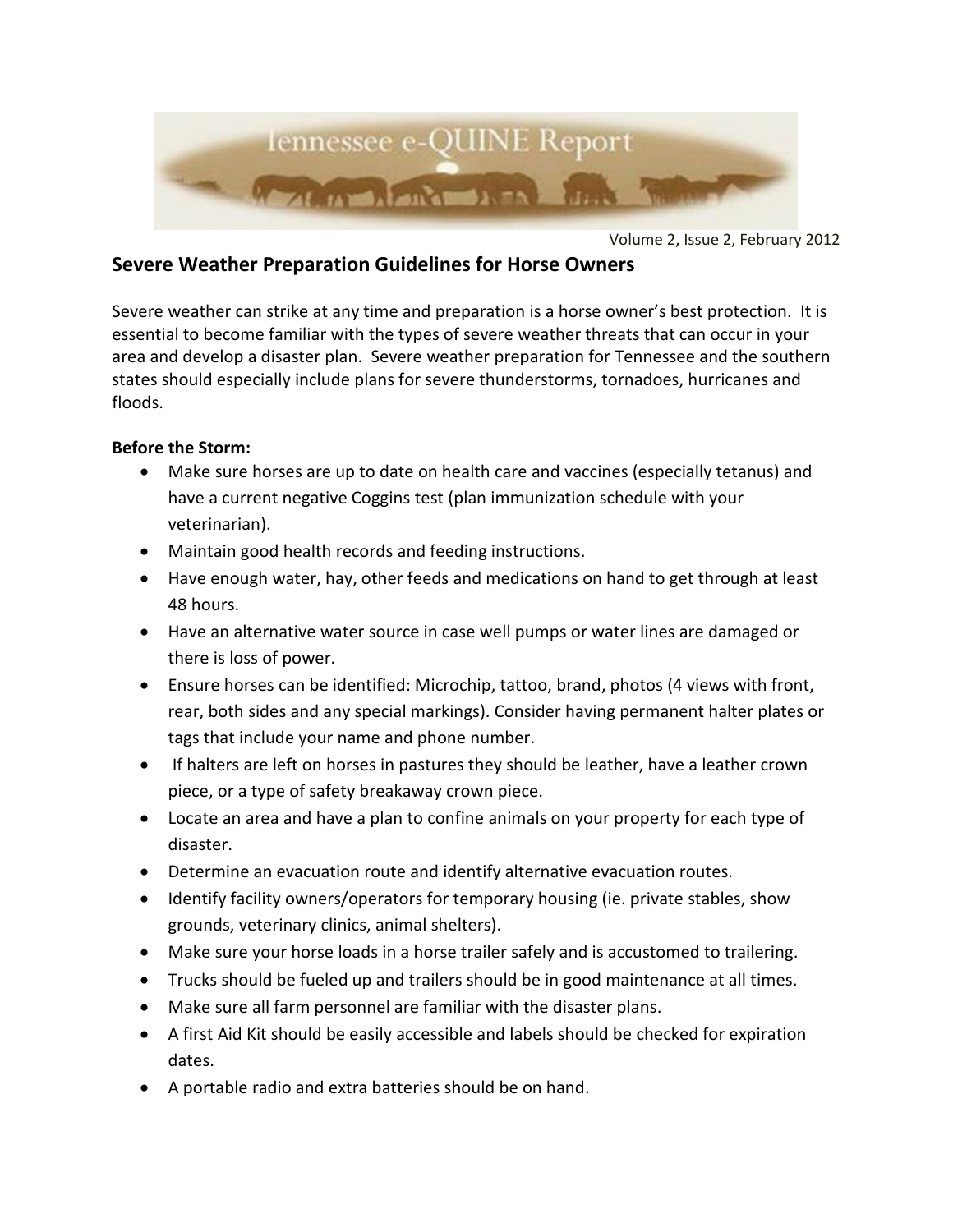Tennessee e-QUINE Report

Volume 2, Issue 2, February 2012

## Severe Weather Preparation Guidelines for Horse Owners

Severe weather can strike at any time and preparation is a horse owner's best protection. It is essential to become familiar with the types of severe weather threats that can occur in your area and develop a disaster plan. Severe weather preparation for Tennessee and the southern states should especially include plans for severe thunderstorms, tornadoes, hurricanes and floods.

**Before the Storm:**

- Make sure horses are up to date on health care and vaccines (especially tetanus) and have a current negative Coggins test (plan immunization schedule with your veterinarian).
- Maintain good health records and feeding instructions.
- Have enough water, hay, other feeds and medications on hand to get through at least 48 hours.
- Have an alternative water source in case well pumps or water lines are damaged or there is loss of power.
- Ensure horses can be identified: Microchip, tattoo, brand, photos (4 views with front, rear, both sides and any special markings). Consider having permanent halter plates or tags that include your name and phone number.
- If halters are left on horses in pastures they should be leather, have a leather crown piece, or a type of safety breakaway crown piece.
- Locate an area and have a plan to confine animals on your property for each type of disaster.
- Determine an evacuation route and identify alternative evacuation routes.
- Identify facility owners/operators for temporary housing (ie. private stables, show grounds, veterinary clinics, animal shelters).
- Make sure your horse loads in a horse trailer safely and is accustomed to trailering.
- Trucks should be fueled up and trailers should be in good maintenance at all times.
- Make sure all farm personnel are familiar with the disaster plans.
- A first Aid Kit should be easily accessible and labels should be checked for expiration dates.
- A portable radio and extra batteries should be on hand.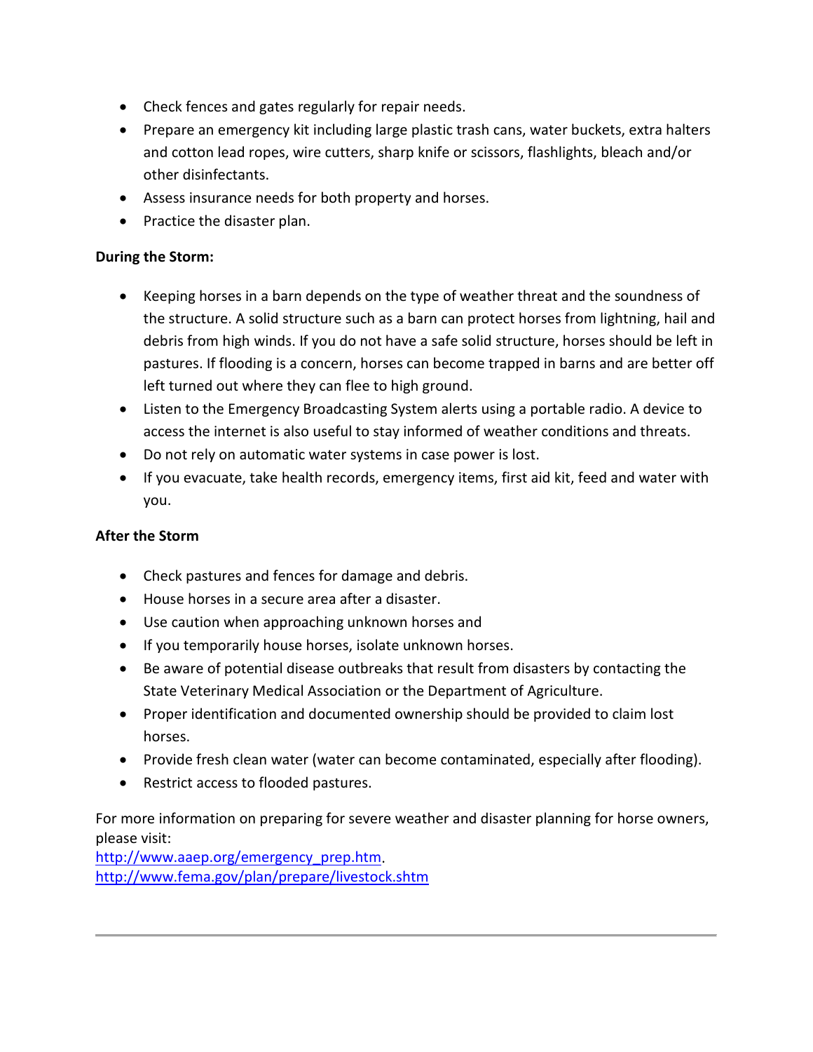- Check fences and gates regularly for repair needs.
- Prepare an emergency kit including large plastic trash cans, water buckets, extra halters and cotton lead ropes, wire cutters, sharp knife or scissors, flashlights, bleach and/or other disinfectants.
- Assess insurance needs for both property and horses.
- Practice the disaster plan.

**During the Storm:**

- Keeping horses in a barn depends on the type of weather threat and the soundness of the structure. A solid structure such as a barn can protect horses from lightning, hail and debris from high winds. If you do not have a safe solid structure, horses should be left in pastures. If flooding is a concern, horses can become trapped in barns and are better off left turned out where they can flee to high ground.
- Listen to the Emergency Broadcasting System alerts using a portable radio. A device to access the internet is also useful to stay informed of weather conditions and threats.
- Do not rely on automatic water systems in case power is lost.
- If you evacuate, take health records, emergency items, first aid kit, feed and water with you.

**After the Storm**

- Check pastures and fences for damage and debris.
- House horses in a secure area after a disaster.
- Use caution when approaching unknown horses and
- If you temporarily house horses, isolate unknown horses.
- Be aware of potential disease outbreaks that result from disasters by contacting the State Veterinary Medical Association or the Department of Agriculture.
- Proper identification and documented ownership should be provided to claim lost horses.
- Provide fresh clean water (water can become contaminated, especially after flooding).
- Restrict access to flooded pastures.

For more information on preparing for severe weather and disaster planning for horse owners, please visit:
http://www.aaep.org/emergency_prep.htm.
http://www.fema.gov/plan/prepare/livestock.shtm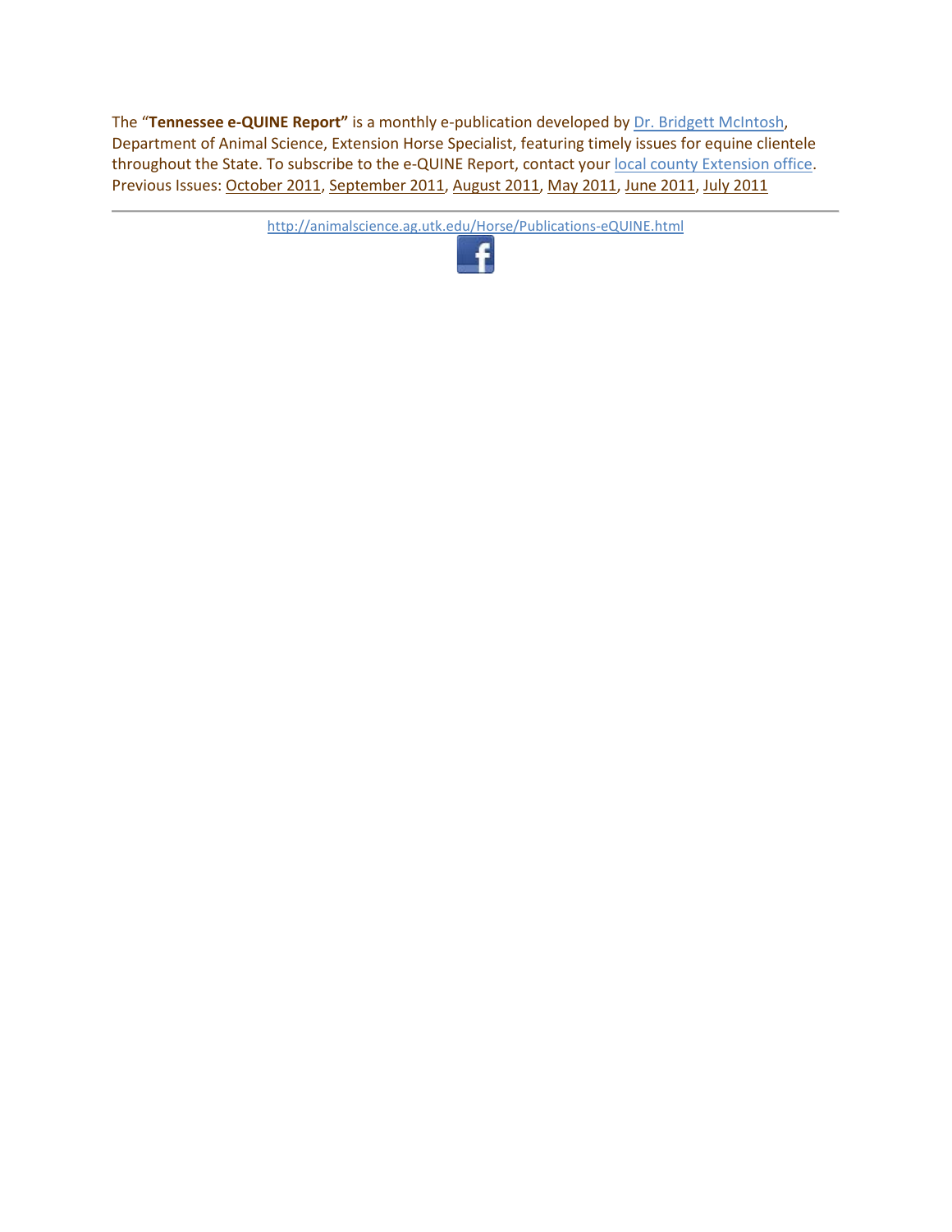The "**Tennessee e-QUINE Report"** is a monthly e-publication developed by Dr. Bridgett McIntosh, Department of Animal Science, Extension Horse Specialist, featuring timely issues for equine clientele throughout the State. To subscribe to the e-QUINE Report, contact your local county Extension office. Previous Issues: October 2011, September 2011, August 2011, May 2011, June 2011, July 2011

---

http://animalscience.ag.utk.edu/Horse/Publications-eQUINE.html